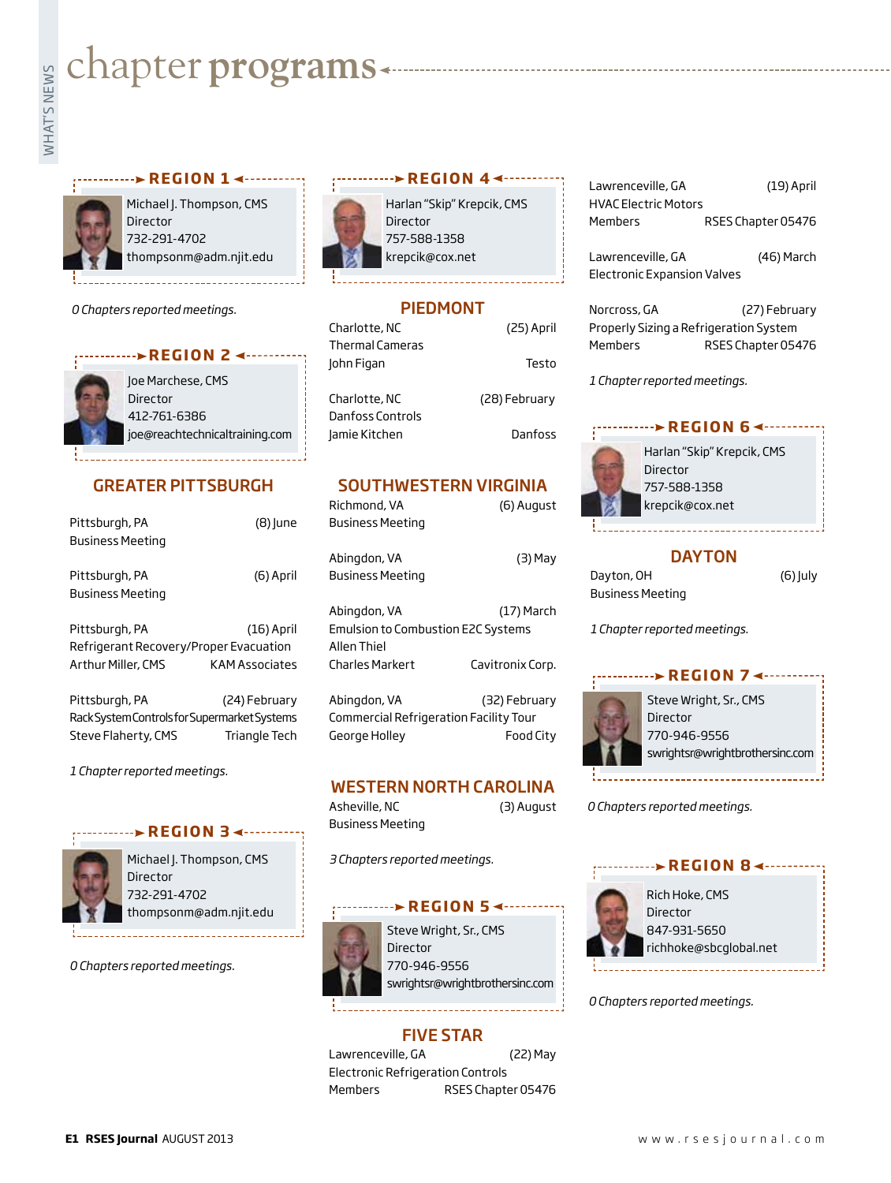# chapter programs

## REGION 1

Michael J. Thompson, CMS
Director
732-291-4702
thompsonm@adm.njit.edu

*0 Chapters reported meetings.*

## REGION 2

Joe Marchese, CMS
Director
412-761-6386
joe@reachtechnicaltraining.com

### GREATER PITTSBURGH

Pittsburgh, PA (8) June
Business Meeting

Pittsburgh, PA (6) April
Business Meeting

Pittsburgh, PA (16) April
Refrigerant Recovery/Proper Evacuation
Arthur Miller, CMS KAM Associates

Pittsburgh, PA (24) February
Rack System Controls for Supermarket Systems
Steve Flaherty, CMS Triangle Tech

*1 Chapter reported meetings.*

## REGION 3

Michael J. Thompson, CMS
Director
732-291-4702
thompsonm@adm.njit.edu

*0 Chapters reported meetings.*

## REGION 4

Harlan "Skip" Krepcik, CMS
Director
757-588-1358
krepcik@cox.net

### PIEDMONT

Charlotte, NC (25) April
Thermal Cameras
John Figan Testo

Charlotte, NC (28) February
Danfoss Controls
Jamie Kitchen Danfoss

### SOUTHWESTERN VIRGINIA

Richmond, VA (6) August
Business Meeting

Abingdon, VA (3) May
Business Meeting

Abingdon, VA (17) March
Emulsion to Combustion E2C Systems
Allen Thiel
Charles Markert Cavitronix Corp.

Abingdon, VA (32) February
Commercial Refrigeration Facility Tour
George Holley Food City

### WESTERN NORTH CAROLINA

Asheville, NC (3) August
Business Meeting

*3 Chapters reported meetings.*

## REGION 5

Steve Wright, Sr., CMS
Director
770-946-9556
swrightsr@wrightbrothersinc.com

### FIVE STAR

Lawrenceville, GA (22) May
Electronic Refrigeration Controls
Members RSES Chapter 05476

Lawrenceville, GA (19) April
HVAC Electric Motors
Members RSES Chapter 05476

Lawrenceville, GA (46) March
Electronic Expansion Valves

Norcross, GA (27) February
Properly Sizing a Refrigeration System
Members RSES Chapter 05476

*1 Chapter reported meetings.*

## REGION 6

Harlan "Skip" Krepcik, CMS
Director
757-588-1358
krepcik@cox.net

### DAYTON

Dayton, OH (6) July
Business Meeting

*1 Chapter reported meetings.*

## REGION 7

Steve Wright, Sr., CMS
Director
770-946-9556
swrightsr@wrightbrothersinc.com

*0 Chapters reported meetings.*

## REGION 8

Rich Hoke, CMS
Director
847-931-5650
richhoke@sbcglobal.net

*0 Chapters reported meetings.*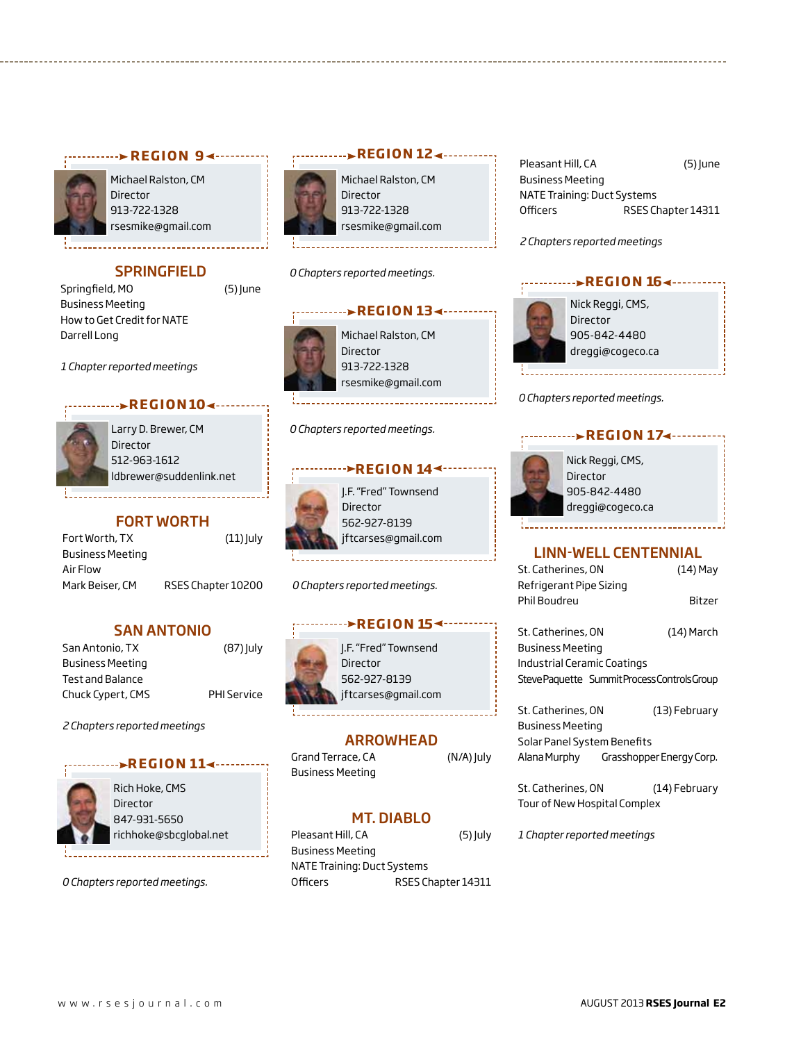## REGION 9

Michael Ralston, CM
Director
913-722-1328
rsesmike@gmail.com

### SPRINGFIELD

Springfield, MO (5) June
Business Meeting
How to Get Credit for NATE
Darrell Long

*1 Chapter reported meetings*

## REGION 10

Larry D. Brewer, CM
Director
512-963-1612
ldbrewer@suddenlink.net

### FORT WORTH

Fort Worth, TX (11) July
Business Meeting
Air Flow
Mark Beiser, CM RSES Chapter 10200

### SAN ANTONIO

San Antonio, TX (87) July
Business Meeting
Test and Balance
Chuck Cypert, CMS PHI Service

*2 Chapters reported meetings*

## REGION 11

Rich Hoke, CMS
Director
847-931-5650
richhoke@sbcglobal.net

*0 Chapters reported meetings.*

## REGION 12

Michael Ralston, CM
Director
913-722-1328
rsesmike@gmail.com

*0 Chapters reported meetings.*

## REGION 13

Michael Ralston, CM
Director
913-722-1328
rsesmike@gmail.com

*0 Chapters reported meetings.*

## REGION 14

J.F. "Fred" Townsend
Director
562-927-8139
jftcarses@gmail.com

*0 Chapters reported meetings.*

## REGION 15

J.F. "Fred" Townsend
Director
562-927-8139
jftcarses@gmail.com

### ARROWHEAD

Grand Terrace, CA (N/A) July
Business Meeting

### MT. DIABLO

Pleasant Hill, CA (5) July
Business Meeting
NATE Training: Duct Systems
Officers RSES Chapter 14311

Pleasant Hill, CA (5) June
Business Meeting
NATE Training: Duct Systems
Officers RSES Chapter 14311

*2 Chapters reported meetings*

## REGION 16

Nick Reggi, CMS,
Director
905-842-4480
dreggi@cogeco.ca

*0 Chapters reported meetings.*

## REGION 17

Nick Reggi, CMS,
Director
905-842-4480
dreggi@cogeco.ca

### LINN-WELL CENTENNIAL

St. Catherines, ON (14) May
Refrigerant Pipe Sizing
Phil Boudreu Bitzer

St. Catherines, ON (14) March
Business Meeting
Industrial Ceramic Coatings
Steve Paquette Summit Process Controls Group

St. Catherines, ON (13) February
Business Meeting
Solar Panel System Benefits
Alana Murphy Grasshopper Energy Corp.

St. Catherines, ON (14) February
Tour of New Hospital Complex

*1 Chapter reported meetings*